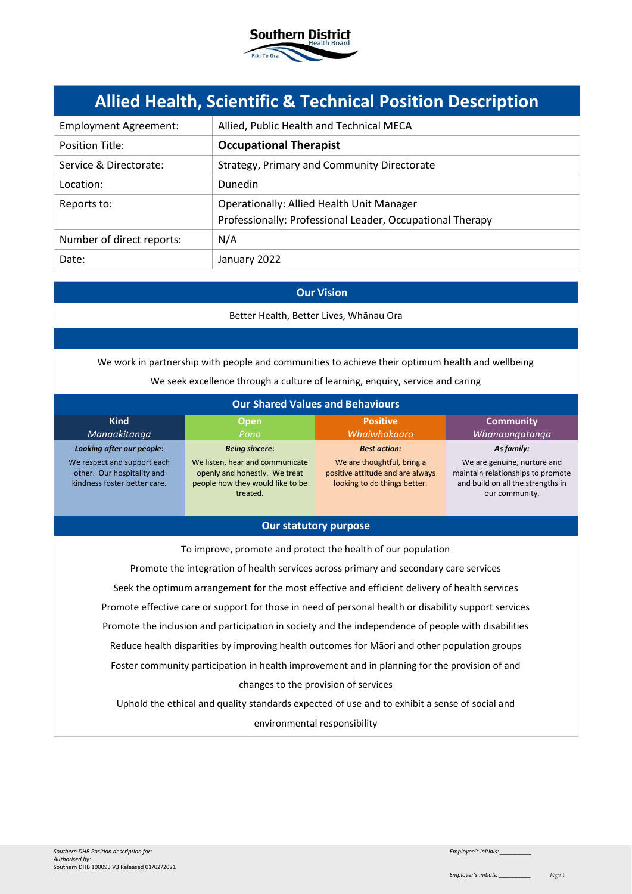Southern District Health Board
Piki Te Ora

# Allied Health, Scientific & Technical Position Description

| | |
|---|---|
| Employment Agreement: | Allied, Public Health and Technical MECA |
| Position Title: | **Occupational Therapist** |
| Service & Directorate: | Strategy, Primary and Community Directorate |
| Location: | Dunedin |
| Reports to: | Operationally: Allied Health Unit Manager<br>Professionally: Professional Leader, Occupational Therapy |
| Number of direct reports: | N/A |
| Date: | January 2022 |

## Our Vision

Better Health, Better Lives, Whānau Ora

We work in partnership with people and communities to achieve their optimum health and wellbeing

We seek excellence through a culture of learning, enquiry, service and caring

## Our Shared Values and Behaviours

| Kind<br>*Manaakitanga* | Open<br>*Pono* | Positive<br>*Whaiwhakaaro* | Community<br>*Whanaungatanga* |
|---|---|---|---|
| ***Looking after our people:*** | ***Being sincere:*** | ***Best action:*** | ***As family:*** |
| We respect and support each other. Our hospitality and kindness foster better care. | We listen, hear and communicate openly and honestly. We treat people how they would like to be treated. | We are thoughtful, bring a positive attitude and are always looking to do things better. | We are genuine, nurture and maintain relationships to promote and build on all the strengths in our community. |

## Our statutory purpose

To improve, promote and protect the health of our population

Promote the integration of health services across primary and secondary care services

Seek the optimum arrangement for the most effective and efficient delivery of health services

Promote effective care or support for those in need of personal health or disability support services

Promote the inclusion and participation in society and the independence of people with disabilities

Reduce health disparities by improving health outcomes for Māori and other population groups

Foster community participation in health improvement and in planning for the provision of and changes to the provision of services

Uphold the ethical and quality standards expected of use and to exhibit a sense of social and environmental responsibility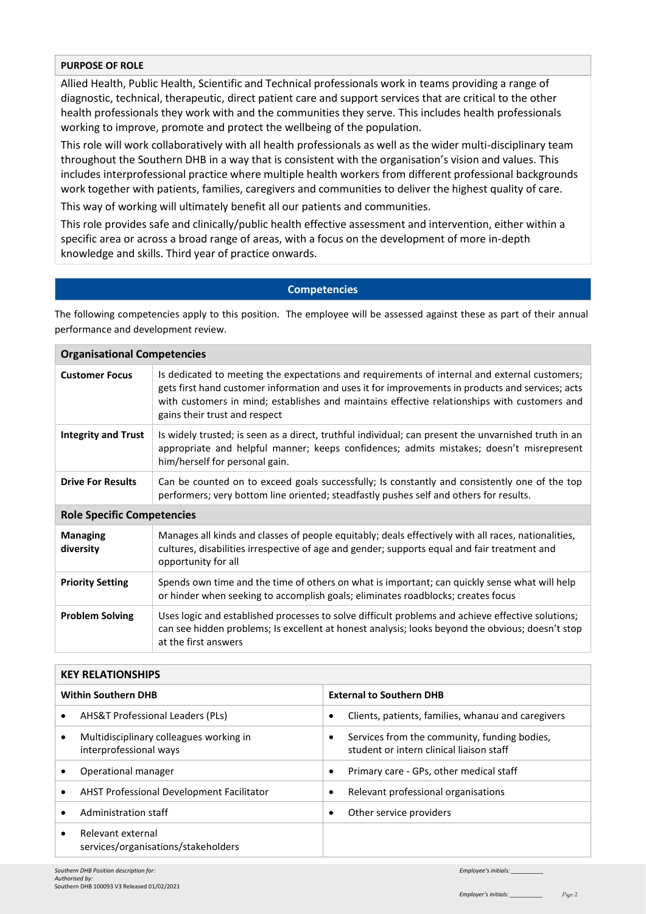## PURPOSE OF ROLE

Allied Health, Public Health, Scientific and Technical professionals work in teams providing a range of diagnostic, technical, therapeutic, direct patient care and support services that are critical to the other health professionals they work with and the communities they serve. This includes health professionals working to improve, promote and protect the wellbeing of the population.

This role will work collaboratively with all health professionals as well as the wider multi-disciplinary team throughout the Southern DHB in a way that is consistent with the organisation's vision and values. This includes interprofessional practice where multiple health workers from different professional backgrounds work together with patients, families, caregivers and communities to deliver the highest quality of care.

This way of working will ultimately benefit all our patients and communities.

This role provides safe and clinically/public health effective assessment and intervention, either within a specific area or across a broad range of areas, with a focus on the development of more in-depth knowledge and skills. Third year of practice onwards.

## Competencies

The following competencies apply to this position. The employee will be assessed against these as part of their annual performance and development review.

| **Organisational Competencies** | |
|---|---|
| **Customer Focus** | Is dedicated to meeting the expectations and requirements of internal and external customers; gets first hand customer information and uses it for improvements in products and services; acts with customers in mind; establishes and maintains effective relationships with customers and gains their trust and respect |
| **Integrity and Trust** | Is widely trusted; is seen as a direct, truthful individual; can present the unvarnished truth in an appropriate and helpful manner; keeps confidences; admits mistakes; doesn't misrepresent him/herself for personal gain. |
| **Drive For Results** | Can be counted on to exceed goals successfully; Is constantly and consistently one of the top performers; very bottom line oriented; steadfastly pushes self and others for results. |
| **Role Specific Competencies** | |
| **Managing diversity** | Manages all kinds and classes of people equitably; deals effectively with all races, nationalities, cultures, disabilities irrespective of age and gender; supports equal and fair treatment and opportunity for all |
| **Priority Setting** | Spends own time and the time of others on what is important; can quickly sense what will help or hinder when seeking to accomplish goals; eliminates roadblocks; creates focus |
| **Problem Solving** | Uses logic and established processes to solve difficult problems and achieve effective solutions; can see hidden problems; Is excellent at honest analysis; looks beyond the obvious; doesn't stop at the first answers |

## KEY RELATIONSHIPS

| **Within Southern DHB** | **External to Southern DHB** |
|---|---|
| • AHS&T Professional Leaders (PLs) | • Clients, patients, families, whanau and caregivers |
| • Multidisciplinary colleagues working in interprofessional ways | • Services from the community, funding bodies, student or intern clinical liaison staff |
| • Operational manager | • Primary care - GPs, other medical staff |
| • AHST Professional Development Facilitator | • Relevant professional organisations |
| • Administration staff | • Other service providers |
| • Relevant external services/organisations/stakeholders | |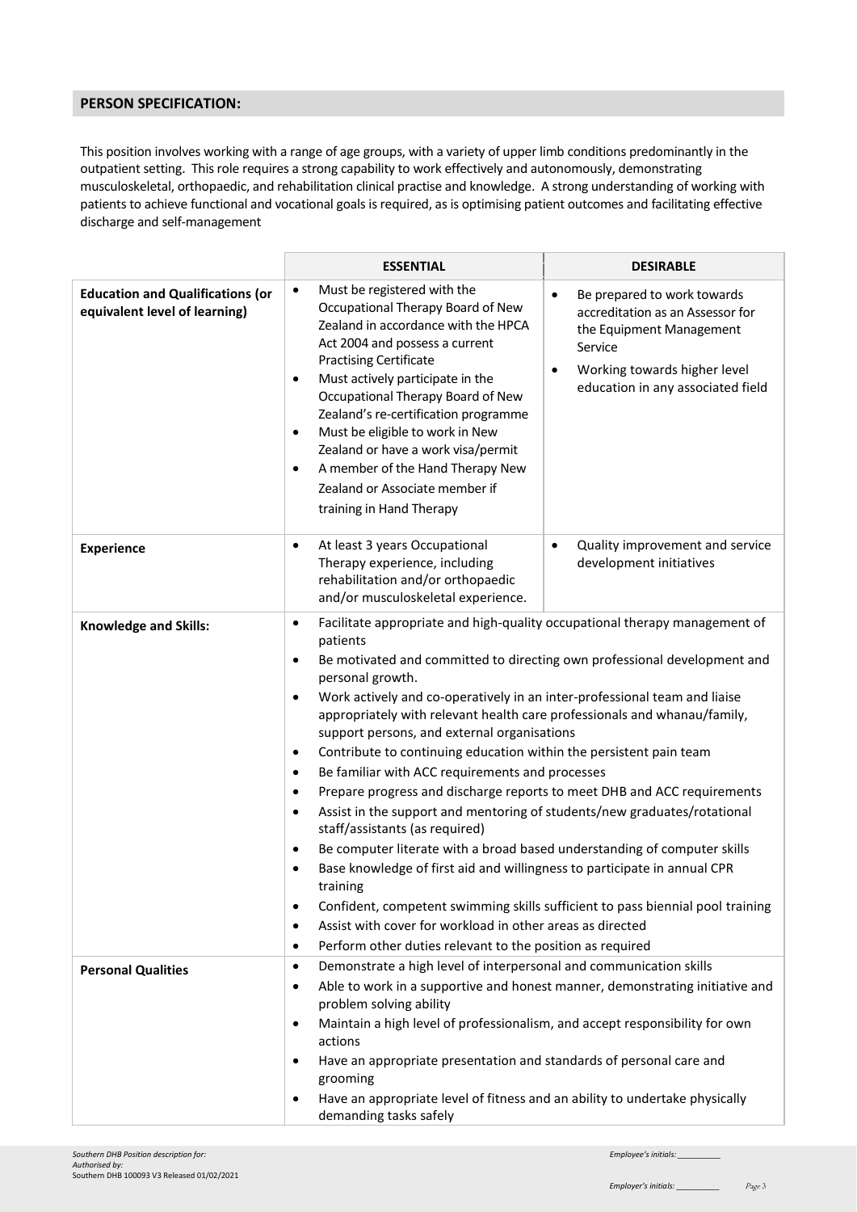## PERSON SPECIFICATION:

This position involves working with a range of age groups, with a variety of upper limb conditions predominantly in the outpatient setting. This role requires a strong capability to work effectively and autonomously, demonstrating musculoskeletal, orthopaedic, and rehabilitation clinical practise and knowledge. A strong understanding of working with patients to achieve functional and vocational goals is required, as is optimising patient outcomes and facilitating effective discharge and self-management

| | ESSENTIAL | DESIRABLE |
|---|---|---|
| **Education and Qualifications (or equivalent level of learning)** | • Must be registered with the Occupational Therapy Board of New Zealand in accordance with the HPCA Act 2004 and possess a current Practising Certificate<br>• Must actively participate in the Occupational Therapy Board of New Zealand's re-certification programme<br>• Must be eligible to work in New Zealand or have a work visa/permit<br>• A member of the Hand Therapy New Zealand or Associate member if training in Hand Therapy | • Be prepared to work towards accreditation as an Assessor for the Equipment Management Service<br>• Working towards higher level education in any associated field |
| **Experience** | • At least 3 years Occupational Therapy experience, including rehabilitation and/or orthopaedic and/or musculoskeletal experience. | • Quality improvement and service development initiatives |
| **Knowledge and Skills:** | • Facilitate appropriate and high-quality occupational therapy management of patients<br>• Be motivated and committed to directing own professional development and personal growth.<br>• Work actively and co-operatively in an inter-professional team and liaise appropriately with relevant health care professionals and whanau/family, support persons, and external organisations<br>• Contribute to continuing education within the persistent pain team<br>• Be familiar with ACC requirements and processes<br>• Prepare progress and discharge reports to meet DHB and ACC requirements<br>• Assist in the support and mentoring of students/new graduates/rotational staff/assistants (as required)<br>• Be computer literate with a broad based understanding of computer skills<br>• Base knowledge of first aid and willingness to participate in annual CPR training<br>• Confident, competent swimming skills sufficient to pass biennial pool training<br>• Assist with cover for workload in other areas as directed<br>• Perform other duties relevant to the position as required | |
| **Personal Qualities** | • Demonstrate a high level of interpersonal and communication skills<br>• Able to work in a supportive and honest manner, demonstrating initiative and problem solving ability<br>• Maintain a high level of professionalism, and accept responsibility for own actions<br>• Have an appropriate presentation and standards of personal care and grooming<br>• Have an appropriate level of fitness and an ability to undertake physically demanding tasks safely | |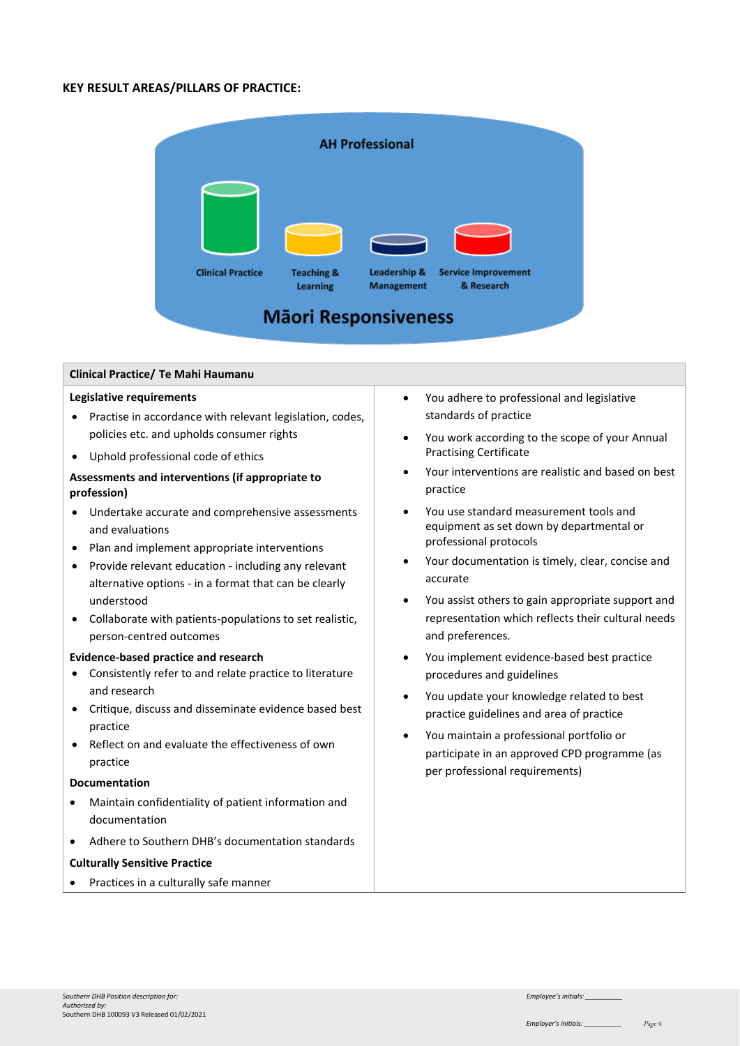**KEY RESULT AREAS/PILLARS OF PRACTICE:**

AH Professional

Clinical Practice | Teaching & Learning | Leadership & Management | Service Improvement & Research

Māori Responsiveness

| Clinical Practice/ Te Mahi Haumanu | |
|---|---|
| **Legislative requirements**<br>• Practise in accordance with relevant legislation, codes, policies etc. and upholds consumer rights<br>• Uphold professional code of ethics<br>**Assessments and interventions (if appropriate to profession)**<br>• Undertake accurate and comprehensive assessments and evaluations<br>• Plan and implement appropriate interventions<br>• Provide relevant education - including any relevant alternative options - in a format that can be clearly understood<br>• Collaborate with patients-populations to set realistic, person-centred outcomes<br>**Evidence-based practice and research**<br>• Consistently refer to and relate practice to literature and research<br>• Critique, discuss and disseminate evidence based best practice<br>• Reflect on and evaluate the effectiveness of own practice<br>**Documentation**<br>• Maintain confidentiality of patient information and documentation<br>• Adhere to Southern DHB's documentation standards<br>**Culturally Sensitive Practice**<br>• Practices in a culturally safe manner | • You adhere to professional and legislative standards of practice<br>• You work according to the scope of your Annual Practising Certificate<br>• Your interventions are realistic and based on best practice<br>• You use standard measurement tools and equipment as set down by departmental or professional protocols<br>• Your documentation is timely, clear, concise and accurate<br>• You assist others to gain appropriate support and representation which reflects their cultural needs and preferences.<br>• You implement evidence-based best practice procedures and guidelines<br>• You update your knowledge related to best practice guidelines and area of practice<br>• You maintain a professional portfolio or participate in an approved CPD programme (as per professional requirements) |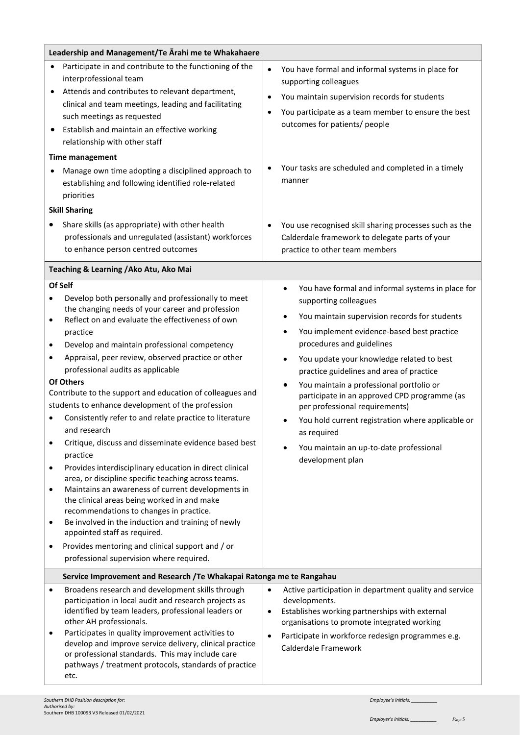| Leadership and Management/Te Ārahi me te Whakahaere | |
|---|---|
| • Participate in and contribute to the functioning of the interprofessional team<br>• Attends and contributes to relevant department, clinical and team meetings, leading and facilitating such meetings as requested<br>• Establish and maintain an effective working relationship with other staff | • You have formal and informal systems in place for supporting colleagues<br>• You maintain supervision records for students<br>• You participate as a team member to ensure the best outcomes for patients/ people |
| **Time management**<br>• Manage own time adopting a disciplined approach to establishing and following identified role-related priorities | • Your tasks are scheduled and completed in a timely manner |
| **Skill Sharing**<br>• Share skills (as appropriate) with other health professionals and unregulated (assistant) workforces to enhance person centred outcomes | • You use recognised skill sharing processes such as the Calderdale framework to delegate parts of your practice to other team members |
| **Teaching & Learning /Ako Atu, Ako Mai** | |
| **Of Self**<br>• Develop both personally and professionally to meet the changing needs of your career and profession<br>• Reflect on and evaluate the effectiveness of own practice<br>• Develop and maintain professional competency<br>• Appraisal, peer review, observed practice or other professional audits as applicable<br>**Of Others**<br>Contribute to the support and education of colleagues and students to enhance development of the profession<br>• Consistently refer to and relate practice to literature and research<br>• Critique, discuss and disseminate evidence based best practice<br>• Provides interdisciplinary education in direct clinical area, or discipline specific teaching across teams.<br>• Maintains an awareness of current developments in the clinical areas being worked in and make recommendations to changes in practice.<br>• Be involved in the induction and training of newly appointed staff as required.<br>• Provides mentoring and clinical support and / or professional supervision where required. | • You have formal and informal systems in place for supporting colleagues<br>• You maintain supervision records for students<br>• You implement evidence-based best practice procedures and guidelines<br>• You update your knowledge related to best practice guidelines and area of practice<br>• You maintain a professional portfolio or participate in an approved CPD programme (as per professional requirements)<br>• You hold current registration where applicable or as required<br>• You maintain an up-to-date professional development plan |
| **Service Improvement and Research /Te Whakapai Ratonga me te Rangahau** | |
| • Broadens research and development skills through participation in local audit and research projects as identified by team leaders, professional leaders or other AH professionals.<br>• Participates in quality improvement activities to develop and improve service delivery, clinical practice or professional standards. This may include care pathways / treatment protocols, standards of practice etc. | • Active participation in department quality and service developments.<br>• Establishes working partnerships with external organisations to promote integrated working<br>• Participate in workforce redesign programmes e.g. Calderdale Framework |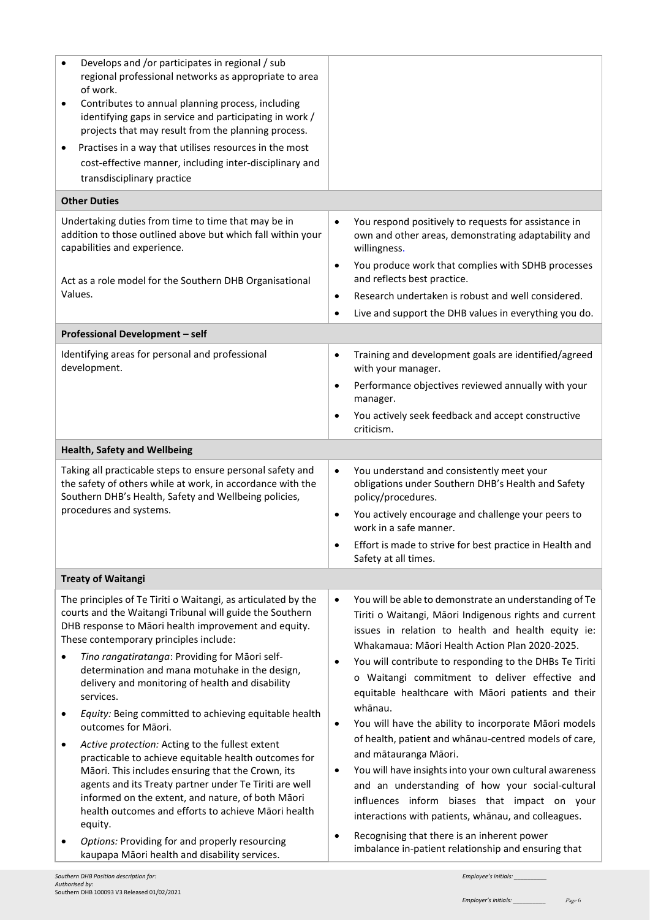| | |
|---|---|
| • Develops and /or participates in regional / sub regional professional networks as appropriate to area of work.<br>• Contributes to annual planning process, including identifying gaps in service and participating in work / projects that may result from the planning process.<br>• Practises in a way that utilises resources in the most cost-effective manner, including inter-disciplinary and transdisciplinary practice | |
| **Other Duties** | |
| Undertaking duties from time to time that may be in addition to those outlined above but which fall within your capabilities and experience.<br><br>Act as a role model for the Southern DHB Organisational Values. | • You respond positively to requests for assistance in own and other areas, demonstrating adaptability and willingness.<br>• You produce work that complies with SDHB processes and reflects best practice.<br>• Research undertaken is robust and well considered.<br>• Live and support the DHB values in everything you do. |
| **Professional Development – self** | |
| Identifying areas for personal and professional development. | • Training and development goals are identified/agreed with your manager.<br>• Performance objectives reviewed annually with your manager.<br>• You actively seek feedback and accept constructive criticism. |
| **Health, Safety and Wellbeing** | |
| Taking all practicable steps to ensure personal safety and the safety of others while at work, in accordance with the Southern DHB's Health, Safety and Wellbeing policies, procedures and systems. | • You understand and consistently meet your obligations under Southern DHB's Health and Safety policy/procedures.<br>• You actively encourage and challenge your peers to work in a safe manner.<br>• Effort is made to strive for best practice in Health and Safety at all times. |
| **Treaty of Waitangi** | |
| The principles of Te Tiriti o Waitangi, as articulated by the courts and the Waitangi Tribunal will guide the Southern DHB response to Māori health improvement and equity. These contemporary principles include:<br>• *Tino rangatiratanga*: Providing for Māori self-determination and mana motuhake in the design, delivery and monitoring of health and disability services.<br>• *Equity:* Being committed to achieving equitable health outcomes for Māori.<br>• *Active protection:* Acting to the fullest extent practicable to achieve equitable health outcomes for Māori. This includes ensuring that the Crown, its agents and its Treaty partner under Te Tiriti are well informed on the extent, and nature, of both Māori health outcomes and efforts to achieve Māori health equity.<br>• *Options:* Providing for and properly resourcing kaupapa Māori health and disability services. | • You will be able to demonstrate an understanding of Te Tiriti o Waitangi, Māori Indigenous rights and current issues in relation to health and health equity ie: Whakamaua: Māori Health Action Plan 2020-2025.<br>• You will contribute to responding to the DHBs Te Tiriti o Waitangi commitment to deliver effective and equitable healthcare with Māori patients and their whānau.<br>• You will have the ability to incorporate Māori models of health, patient and whānau-centred models of care, and mātauranga Māori.<br>• You will have insights into your own cultural awareness and an understanding of how your social-cultural influences inform biases that impact on your interactions with patients, whānau, and colleagues.<br>• Recognising that there is an inherent power imbalance in-patient relationship and ensuring that |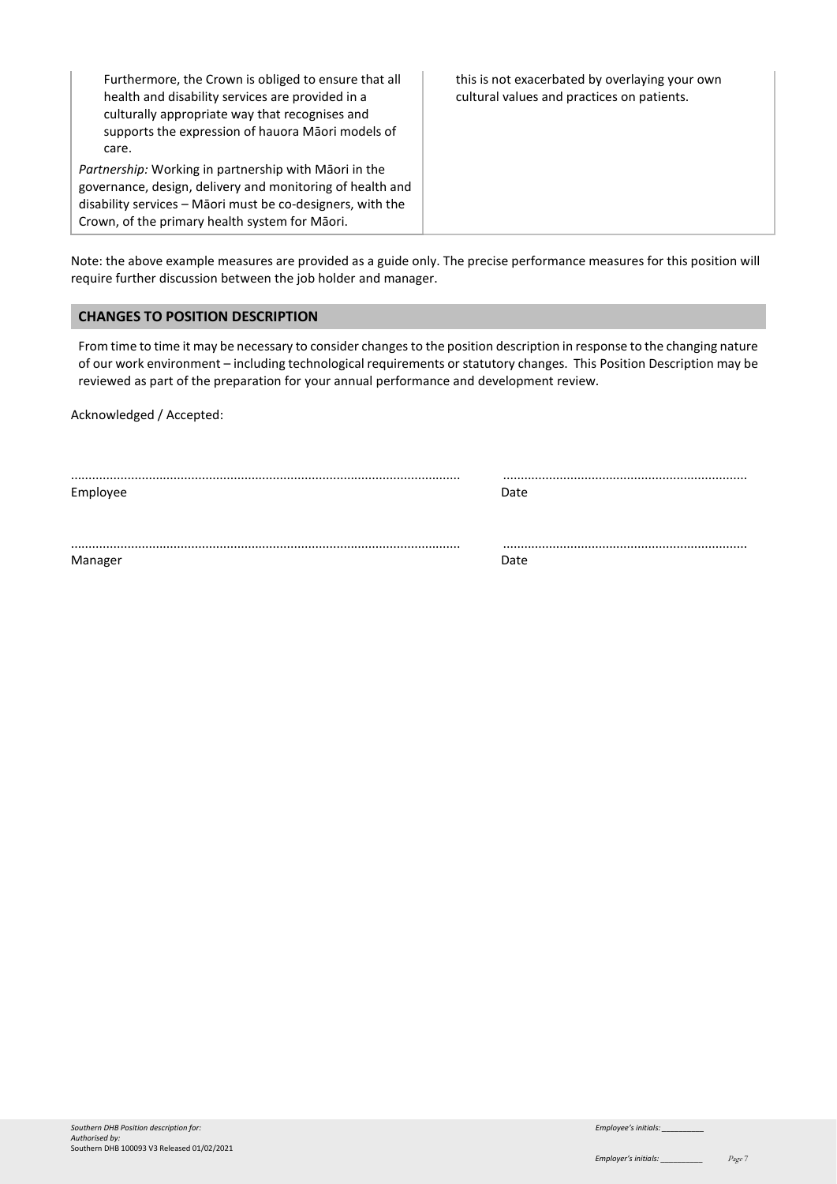| | |
|---|---|
| Furthermore, the Crown is obliged to ensure that all health and disability services are provided in a culturally appropriate way that recognises and supports the expression of hauora Māori models of care.<br><br>*Partnership:* Working in partnership with Māori in the governance, design, delivery and monitoring of health and disability services – Māori must be co-designers, with the Crown, of the primary health system for Māori. | this is not exacerbated by overlaying your own cultural values and practices on patients. |

Note: the above example measures are provided as a guide only. The precise performance measures for this position will require further discussion between the job holder and manager.

## CHANGES TO POSITION DESCRIPTION

From time to time it may be necessary to consider changes to the position description in response to the changing nature of our work environment – including technological requirements or statutory changes. This Position Description may be reviewed as part of the preparation for your annual performance and development review.

Acknowledged / Accepted:

............................................................................................................ ....................................................................

Employee Date

............................................................................................................ ....................................................................

Manager Date